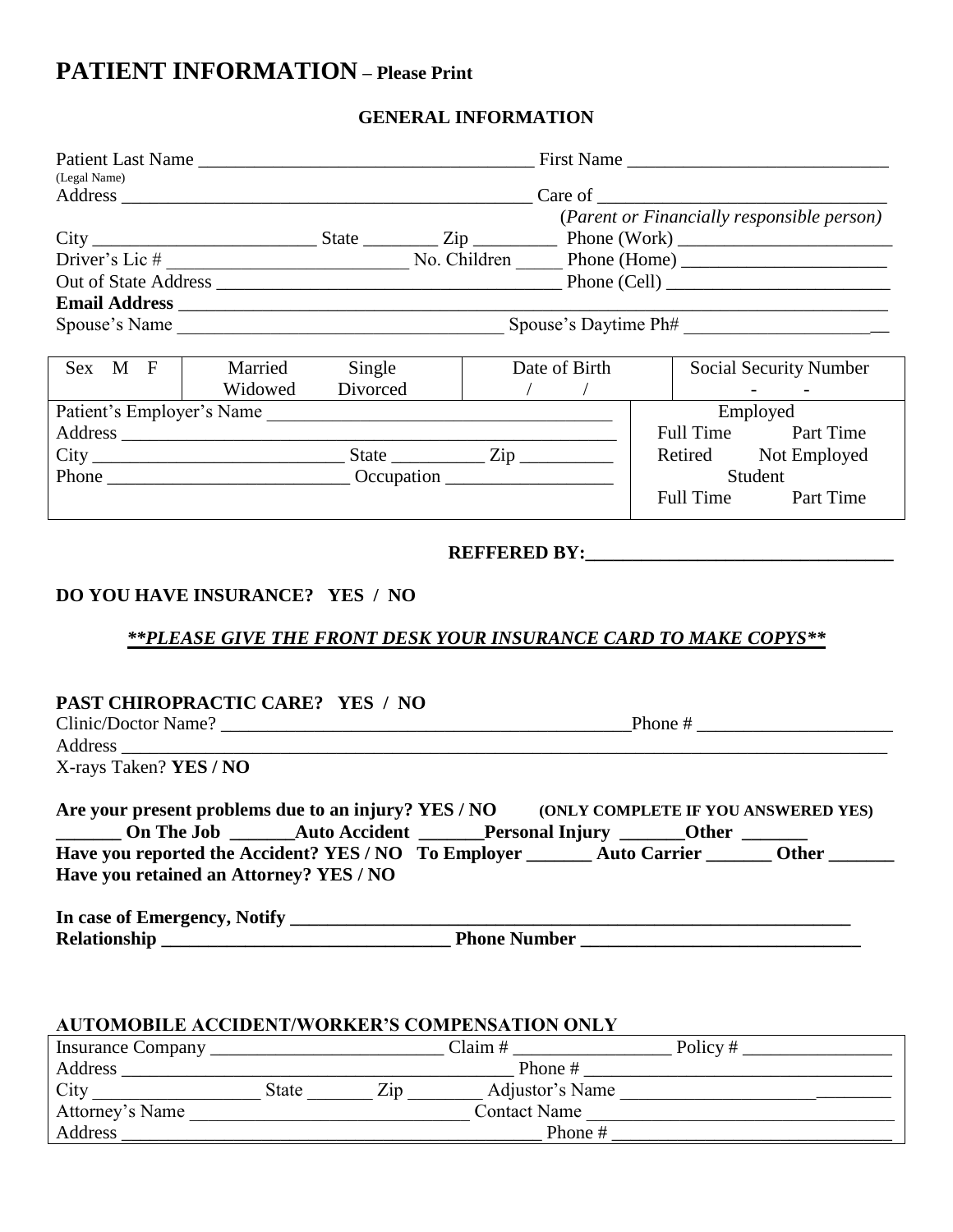# PATIENT INFORMATION – Please Print

## GENERAL INFORMATION

Patient Last Name ___________________________________ First Name ___________________________
(Legal Name)
Address _____________________________________________ Care of ______________________________
(*Parent or Financially responsible person)*
City ________________________ State ________ Zip _________ Phone (Work) _______________________
Driver's Lic # __________________________ No. Children _____ Phone (Home) _____________________
Out of State Address ____________________________________ Phone (Cell) _______________________
**Email Address** _________________________________________________________________________
Spouse's Name ___________________________________ Spouse's Daytime Ph# ______________________

| Sex M F | Married Single Widowed Divorced | Date of Birth / / | Social Security Number - - |
|---|---|---|---|
| Patient's Employer's Name ______________________ | | | Employed |
| Address ______________________________________ | | | Full Time Part Time |
| City _____________ State _______ Zip _______ | | | Retired Not Employed |
| Phone _______________ Occupation _______________ | | | Student |
| | | | Full Time Part Time |

**REFFERED BY:_________________________________**

**DO YOU HAVE INSURANCE? YES / NO**

***\*\*PLEASE GIVE THE FRONT DESK YOUR INSURANCE CARD TO MAKE COPYS\*\****

**PAST CHIROPRACTIC CARE? YES / NO**
Clinic/Doctor Name? ____________________________________________Phone # _____________________
Address _______________________________________________________________________________
X-rays Taken? **YES / NO**

**Are your present problems due to an injury? YES / NO** **(ONLY COMPLETE IF YOU ANSWERED YES)**
**_______ On The Job _______Auto Accident _______Personal Injury _______Other _______**
**Have you reported the Accident? YES / NO To Employer _______ Auto Carrier _______ Other _______**
**Have you retained an Attorney? YES / NO**

**In case of Emergency, Notify ______________________________________________________________**
**Relationship _______________________________ Phone Number _____________________________**

### AUTOMOBILE ACCIDENT/WORKER'S COMPENSATION ONLY

Insurance Company _________________________ Claim # ________________ Policy # ________________
Address ___________________________________________ Phone # __________________________________
City __________________ State _______ Zip ________ Adjustor's Name _____________________________
Attorney's Name ______________________________ Contact Name _____________________________________
Address ______________________________________________ Phone # ______________________________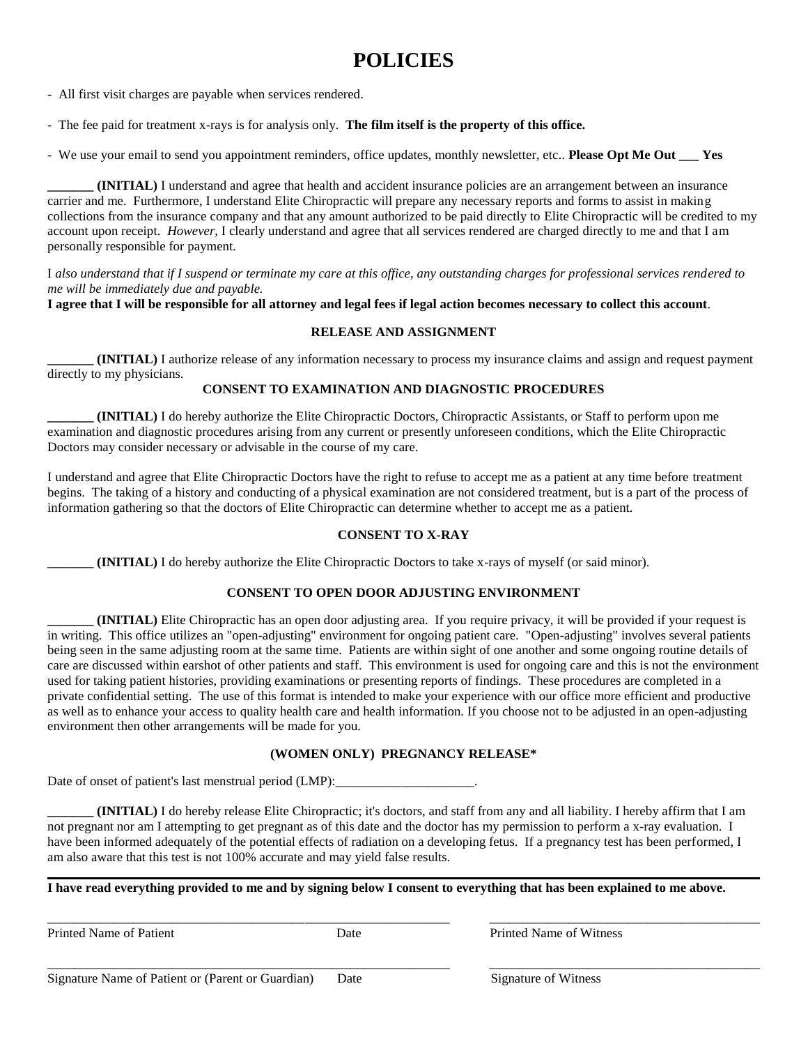# POLICIES

- All first visit charges are payable when services rendered.
- The fee paid for treatment x-rays is for analysis only. **The film itself is the property of this office.**
- We use your email to send you appointment reminders, office updates, monthly newsletter, etc.. **Please Opt Me Out ___ Yes**

**_______ (INITIAL)** I understand and agree that health and accident insurance policies are an arrangement between an insurance carrier and me. Furthermore, I understand Elite Chiropractic will prepare any necessary reports and forms to assist in making collections from the insurance company and that any amount authorized to be paid directly to Elite Chiropractic will be credited to my account upon receipt. *However,* I clearly understand and agree that all services rendered are charged directly to me and that I am personally responsible for payment.

I *also understand that if I suspend or terminate my care at this office, any outstanding charges for professional services rendered to me will be immediately due and payable.*
**I agree that I will be responsible for all attorney and legal fees if legal action becomes necessary to collect this account**.

### RELEASE AND ASSIGNMENT

**_______ (INITIAL)** I authorize release of any information necessary to process my insurance claims and assign and request payment directly to my physicians.

### CONSENT TO EXAMINATION AND DIAGNOSTIC PROCEDURES

**_______ (INITIAL)** I do hereby authorize the Elite Chiropractic Doctors, Chiropractic Assistants, or Staff to perform upon me examination and diagnostic procedures arising from any current or presently unforeseen conditions, which the Elite Chiropractic Doctors may consider necessary or advisable in the course of my care.

I understand and agree that Elite Chiropractic Doctors have the right to refuse to accept me as a patient at any time before treatment begins. The taking of a history and conducting of a physical examination are not considered treatment, but is a part of the process of information gathering so that the doctors of Elite Chiropractic can determine whether to accept me as a patient.

### CONSENT TO X-RAY

**_______ (INITIAL)** I do hereby authorize the Elite Chiropractic Doctors to take x-rays of myself (or said minor).

### CONSENT TO OPEN DOOR ADJUSTING ENVIRONMENT

**_______ (INITIAL)** Elite Chiropractic has an open door adjusting area. If you require privacy, it will be provided if your request is in writing. This office utilizes an "open-adjusting" environment for ongoing patient care. "Open-adjusting" involves several patients being seen in the same adjusting room at the same time. Patients are within sight of one another and some ongoing routine details of care are discussed within earshot of other patients and staff. This environment is used for ongoing care and this is not the environment used for taking patient histories, providing examinations or presenting reports of findings. These procedures are completed in a private confidential setting. The use of this format is intended to make your experience with our office more efficient and productive as well as to enhance your access to quality health care and health information. If you choose not to be adjusted in an open-adjusting environment then other arrangements will be made for you.

### (WOMEN ONLY) PREGNANCY RELEASE*

Date of onset of patient's last menstrual period (LMP):_____________________.

**_______ (INITIAL)** I do hereby release Elite Chiropractic; it's doctors, and staff from any and all liability. I hereby affirm that I am not pregnant nor am I attempting to get pregnant as of this date and the doctor has my permission to perform a x-ray evaluation. I have been informed adequately of the potential effects of radiation on a developing fetus. If a pregnancy test has been performed, I am also aware that this test is not 100% accurate and may yield false results.

---

**I have read everything provided to me and by signing below I consent to everything that has been explained to me above.**

_______________________________________________ Printed Name of Patient — Date

_______________________________________________ Printed Name of Witness

_______________________________________________ Signature Name of Patient or (Parent or Guardian) — Date

_______________________________________________ Signature of Witness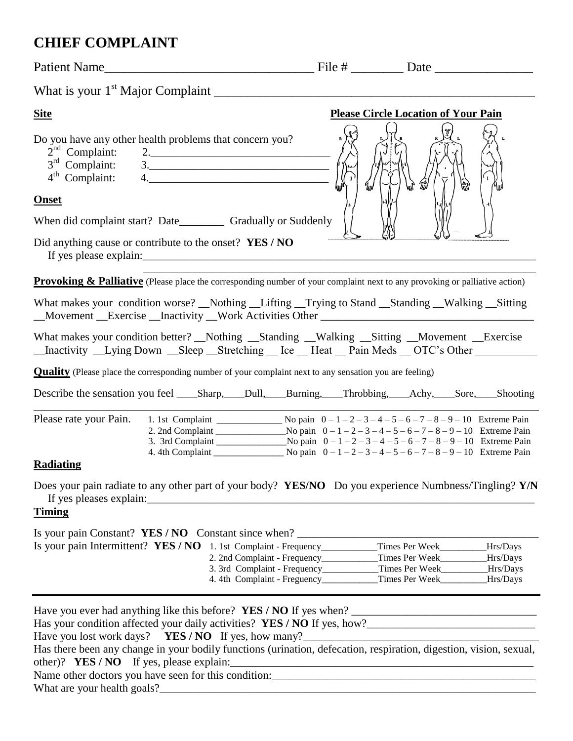# CHIEF COMPLAINT

Patient Name________________________________ File # ________ Date _______________

What is your 1st Major Complaint _______________________________________________

**Site**

**Please Circle Location of Your Pain**

Do you have any other health problems that concern you?

2nd Complaint: 2.______________________________

3rd Complaint: 3.______________________________

4th Complaint: 4.______________________________

**Onset**

When did complaint start? Date________ Gradually or Suddenly

Did anything cause or contribute to the onset? **YES / NO**

If yes please explain:______________________________________________________________________

______________________________________________________________________

**Provoking & Palliative** (Please place the corresponding number of your complaint next to any provoking or palliative action)

What makes your condition worse? __Nothing __Lifting __Trying to Stand __Standing __Walking __Sitting __Movement __Exercise __Inactivity __Work Activities Other ______________________________________

What makes your condition better? __Nothing __Standing __Walking __Sitting __Movement __Exercise __Inactivity __Lying Down __Sleep __Stretching __ Ice __ Heat __ Pain Meds __ OTC's Other ___________

**Quality** (Please place the corresponding number of your complaint next to any sensation you are feeling)

Describe the sensation you feel ____Sharp,____Dull,____Burning,____Throbbing,____Achy,____Sore,____Shooting

Please rate your Pain.

1. 1st Complaint ______________ No pain 0 – 1 – 2 – 3 – 4 – 5 – 6 – 7 – 8 – 9 – 10 Extreme Pain
2. 2nd Complaint ______________ No pain 0 – 1 – 2 – 3 – 4 – 5 – 6 – 7 – 8 – 9 – 10 Extreme Pain
3. 3rd Complaint ______________ No pain 0 – 1 – 2 – 3 – 4 – 5 – 6 – 7 – 8 – 9 – 10 Extreme Pain
4. 4th Complaint ______________ No pain 0 – 1 – 2 – 3 – 4 – 5 – 6 – 7 – 8 – 9 – 10 Extreme Pain

**Radiating**

Does your pain radiate to any other part of your body? **YES/NO** Do you experience Numbness/Tingling? **Y/N**

If yes pleases explain:______________________________________________________________________

**Timing**

Is your pain Constant? **YES / NO** Constant since when? ___________________________________________

Is your pain Intermittent? **YES / NO**

1. 1st Complaint - Frequency___________Times Per Week_________Hrs/Days
2. 2nd Complaint - Frequency___________Times Per Week_________Hrs/Days
3. 3rd Complaint - Frequency___________Times Per Week_________Hrs/Days
4. 4th Complaint - Freguency___________Times Per Week_________Hrs/Days

---

Have you ever had anything like this before? **YES / NO** If yes when? ________________________________

Has your condition affected your daily activities? **YES / NO** If yes, how?_____________________________

Have you lost work days? **YES / NO** If yes, how many?_________________________________________

Has there been any change in your bodily functions (urination, defecation, respiration, digestion, vision, sexual, other)? **YES / NO** If yes, please explain:_______________________________________________________

Name other doctors you have seen for this condition:______________________________________________

What are your health goals?__________________________________________________________________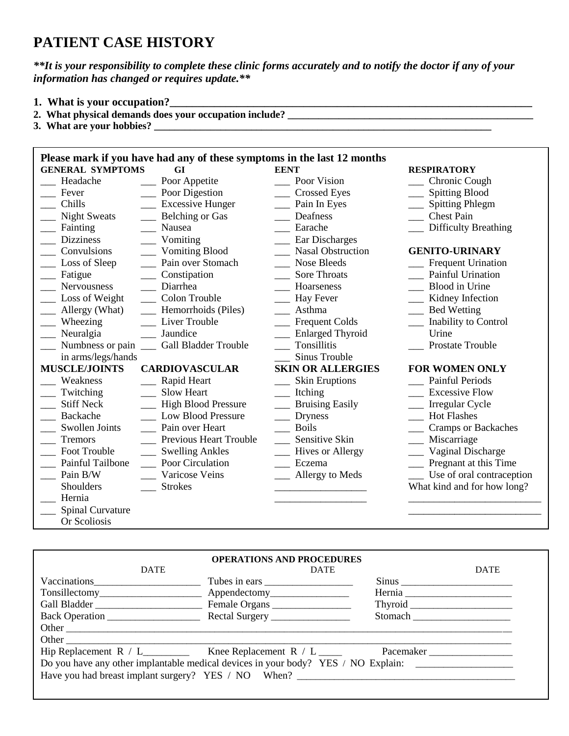# PATIENT CASE HISTORY

***It is your responsibility to complete these clinic forms accurately and to notify the doctor if any of your information has changed or requires update.***

1. **What is your occupation?**______________________________________________
2. **What physical demands does your occupation include?** ______________________________
3. **What are your hobbies?** ______________________________________________

**Please mark if you have had any of these symptoms in the last 12 months**

| GENERAL SYMPTOMS | GI | EENT | RESPIRATORY |
|---|---|---|---|
| ___ Headache | ___ Poor Appetite | ___ Poor Vision | ___ Chronic Cough |
| ___ Fever | ___ Poor Digestion | ___ Crossed Eyes | ___ Spitting Blood |
| ___ Chills | ___ Excessive Hunger | ___ Pain In Eyes | ___ Spitting Phlegm |
| ___ Night Sweats | ___ Belching or Gas | ___ Deafness | ___ Chest Pain |
| ___ Fainting | ___ Nausea | ___ Earache | ___ Difficulty Breathing |
| ___ Dizziness | ___ Vomiting | ___ Ear Discharges | |
| ___ Convulsions | ___ Vomiting Blood | ___ Nasal Obstruction | **GENITO-URINARY** |
| ___ Loss of Sleep | ___ Pain over Stomach | ___ Nose Bleeds | ___ Frequent Urination |
| ___ Fatigue | ___ Constipation | ___ Sore Throats | ___ Painful Urination |
| ___ Nervousness | ___ Diarrhea | ___ Hoarseness | ___ Blood in Urine |
| ___ Loss of Weight | ___ Colon Trouble | ___ Hay Fever | ___ Kidney Infection |
| ___ Allergy (What) | ___ Hemorrhoids (Piles) | ___ Asthma | ___ Bed Wetting |
| ___ Wheezing | ___ Liver Trouble | ___ Frequent Colds | ___ Inability to Control Urine |
| ___ Neuralgia | ___ Jaundice | ___ Enlarged Thyroid | ___ Prostate Trouble |
| ___ Numbness or pain in arms/legs/hands | ___ Gall Bladder Trouble | ___ Tonsillitis | |
| | | ___ Sinus Trouble | |
| **MUSCLE/JOINTS** | **CARDIOVASCULAR** | **SKIN OR ALLERGIES** | **FOR WOMEN ONLY** |
| ___ Weakness | ___ Rapid Heart | ___ Skin Eruptions | ___ Painful Periods |
| ___ Twitching | ___ Slow Heart | ___ Itching | ___ Excessive Flow |
| ___ Stiff Neck | ___ High Blood Pressure | ___ Bruising Easily | ___ Irregular Cycle |
| ___ Backache | ___ Low Blood Pressure | ___ Dryness | ___ Hot Flashes |
| ___ Swollen Joints | ___ Pain over Heart | ___ Boils | ___ Cramps or Backaches |
| ___ Tremors | ___ Previous Heart Trouble | ___ Sensitive Skin | ___ Miscarriage |
| ___ Foot Trouble | ___ Swelling Ankles | ___ Hives or Allergy | ___ Vaginal Discharge |
| ___ Painful Tailbone | ___ Poor Circulation | ___ Eczema | ___ Pregnant at this Time |
| ___ Pain B/W Shoulders | ___ Varicose Veins | ___ Allergy to Meds | ___ Use of oral contraception |
| | ___ Strokes | __________________ | What kind and for how long? |
| ___ Hernia | | __________________ | __________________________ |
| ___ Spinal Curvature Or Scoliosis | | | __________________________ |

**OPERATIONS AND PROCEDURES**

| | DATE | | DATE | | DATE |
|---|---|---|---|---|---|
| Vaccinations | ______________ | Tubes in ears | ______________ | Sinus | ______________ |
| Tonsillectomy | ______________ | Appendectomy | ______________ | Hernia | ______________ |
| Gall Bladder | ______________ | Female Organs | ______________ | Thyroid | ______________ |
| Back Operation | ______________ | Rectal Surgery | ______________ | Stomach | ______________ |

Other ______________________________________________________________

Other ______________________________________________________________

Hip Replacement R / L_________ Knee Replacement R / L _____ Pacemaker _________________

Do you have any other implantable medical devices in your body? YES / NO Explain: ____________________

Have you had breast implant surgery? YES / NO When? ______________________________________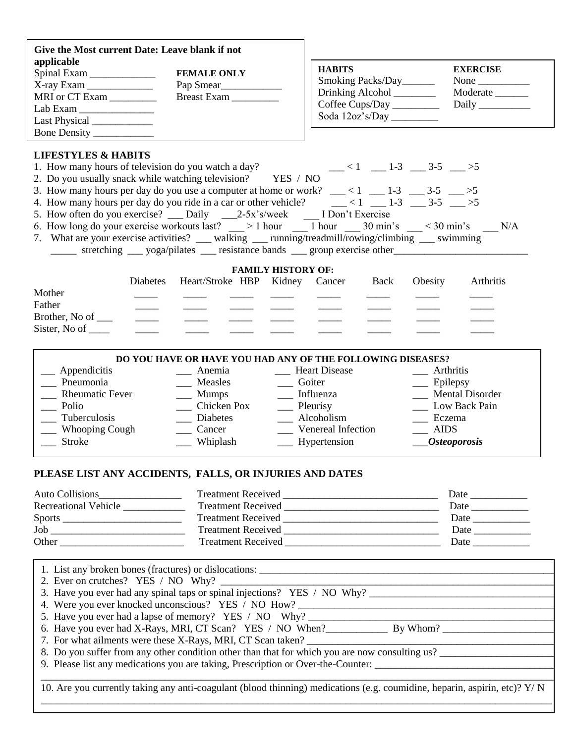**Give the Most current Date: Leave blank if not applicable**

Spinal Exam _____________
X-ray Exam _____________
MRI or CT Exam _________
Lab Exam _______________
Last Physical ____________
Bone Density ____________

**FEMALE ONLY**

Pap Smear____________
Breast Exam _________

| **HABITS** | **EXERCISE** |
|---|---|
| Smoking Packs/Day______ | None __________ |
| Drinking Alcohol ________ | Moderate ______ |
| Coffee Cups/Day _________ | Daily __________ |
| Soda 12oz's/Day _________ | |

**LIFESTYLES & HABITS**

1. How many hours of television do you watch a day? ___ < 1 ___ 1-3 ___ 3-5 ___ >5
2. Do you usually snack while watching television? YES / NO
3. How many hours per day do you use a computer at home or work? ___ < 1 ___ 1-3 ___ 3-5 ___ >5
4. How many hours per day do you ride in a car or other vehicle? ___ < 1 ___ 1-3 ___ 3-5 ___ >5
5. How often do you exercise? ___ Daily ___2-5x's/week ___ I Don't Exercise
6. How long do your exercise workouts last? ___ > 1 hour ___ 1 hour ___ 30 min's ___ < 30 min's ___ N/A
7. What are your exercise activities? ___ walking ___ running/treadmill/rowing/climbing ___ swimming _____ stretching ___ yoga/pilates ___ resistance bands ___ group exercise other__________________________

**FAMILY HISTORY OF:**

| | Diabetes | Heart/Stroke | HBP | Kidney | Cancer | Back | Obesity | Arthritis |
|---|---|---|---|---|---|---|---|---|
| Mother | _____ | _____ | _____ | _____ | _____ | _____ | _____ | _____ |
| Father | _____ | _____ | _____ | _____ | _____ | _____ | _____ | _____ |
| Brother, No of ___ | _____ | _____ | _____ | _____ | _____ | _____ | _____ | _____ |
| Sister, No of ____ | _____ | _____ | _____ | _____ | _____ | _____ | _____ | _____ |

**DO YOU HAVE OR HAVE YOU HAD ANY OF THE FOLLOWING DISEASES?**

| | | | |
|---|---|---|---|
| ___ Appendicitis | ___ Anemia | ___ Heart Disease | ___ Arthritis |
| ___ Pneumonia | ___ Measles | ___ Goiter | ___ Epilepsy |
| ___ Rheumatic Fever | ___ Mumps | ___ Influenza | ___ Mental Disorder |
| ___ Polio | ___ Chicken Pox | ___ Pleurisy | ___ Low Back Pain |
| ___ Tuberculosis | ___ Diabetes | ___ Alcoholism | ___ Eczema |
| ___ Whooping Cough | ___ Cancer | ___ Venereal Infection | ___ AIDS |
| ___ Stroke | ___ Whiplash | ___ Hypertension | ___***Osteoporosis*** |

**PLEASE LIST ANY ACCIDENTS, FALLS, OR INJURIES AND DATES**

Auto Collisions________________ Treatment Received ______________________________ Date ___________
Recreational Vehicle ____________ Treatment Received ______________________________ Date ___________
Sports _______________________ Treatment Received ______________________________ Date ___________
Job _________________________ Treatment Received ______________________________ Date ___________
Other ________________________ Treatment Received ______________________________ Date ___________

1. List any broken bones (fractures) or dislocations: ______________________________________________
2. Ever on crutches? YES / NO Why? ______________________________________________
3. Have you ever had any spinal taps or spinal injections? YES / NO Why? ______________________________
4. Were you ever knocked unconscious? YES / NO How? ______________________________________________
5. Have you ever had a lapse of memory? YES / NO Why? ______________________________________________
6. Have you ever had X-Rays, MRI, CT Scan? YES / NO When?____________ By Whom? ______________________
7. For what ailments were these X-Rays, MRI, CT Scan taken? ______________________________________________
8. Do you suffer from any other condition other than that for which you are now consulting us? ____________________
9. Please list any medications you are taking, Prescription or Over-the-Counter: __________________________________
_______________________________________________________________________________________
10. Are you currently taking any anti-coagulant (blood thinning) medications (e.g. coumidine, heparin, aspirin, etc)? Y/ N
_______________________________________________________________________________________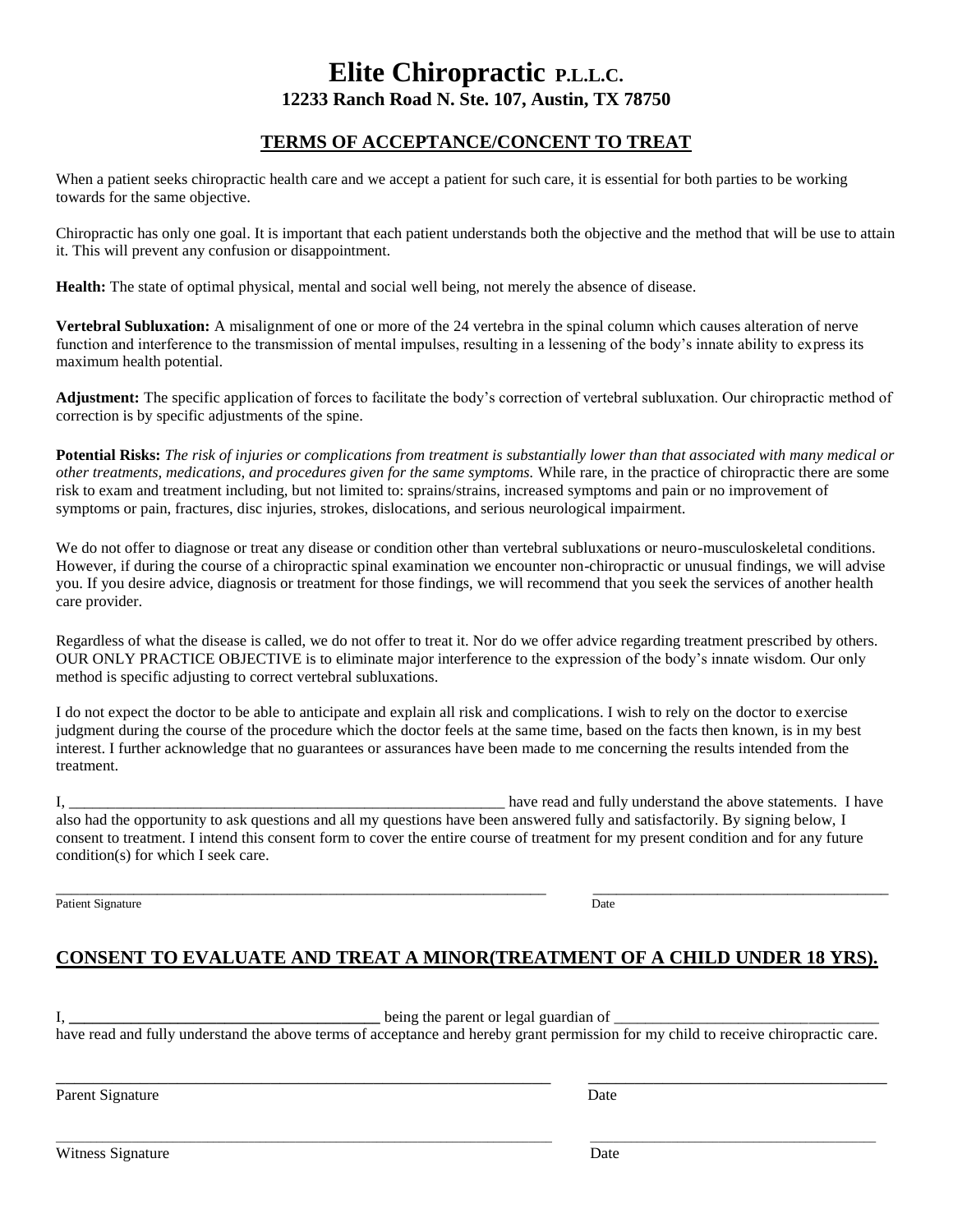# Elite Chiropractic P.L.L.C.

**12233 Ranch Road N. Ste. 107, Austin, TX 78750**

## TERMS OF ACCEPTANCE/CONCENT TO TREAT

When a patient seeks chiropractic health care and we accept a patient for such care, it is essential for both parties to be working towards for the same objective.

Chiropractic has only one goal. It is important that each patient understands both the objective and the method that will be use to attain it. This will prevent any confusion or disappointment.

**Health:** The state of optimal physical, mental and social well being, not merely the absence of disease.

**Vertebral Subluxation:** A misalignment of one or more of the 24 vertebra in the spinal column which causes alteration of nerve function and interference to the transmission of mental impulses, resulting in a lessening of the body's innate ability to express its maximum health potential.

**Adjustment:** The specific application of forces to facilitate the body's correction of vertebral subluxation. Our chiropractic method of correction is by specific adjustments of the spine.

**Potential Risks:** *The risk of injuries or complications from treatment is substantially lower than that associated with many medical or other treatments, medications, and procedures given for the same symptoms.* While rare, in the practice of chiropractic there are some risk to exam and treatment including, but not limited to: sprains/strains, increased symptoms and pain or no improvement of symptoms or pain, fractures, disc injuries, strokes, dislocations, and serious neurological impairment.

We do not offer to diagnose or treat any disease or condition other than vertebral subluxations or neuro-musculoskeletal conditions. However, if during the course of a chiropractic spinal examination we encounter non-chiropractic or unusual findings, we will advise you. If you desire advice, diagnosis or treatment for those findings, we will recommend that you seek the services of another health care provider.

Regardless of what the disease is called, we do not offer to treat it. Nor do we offer advice regarding treatment prescribed by others. OUR ONLY PRACTICE OBJECTIVE is to eliminate major interference to the expression of the body's innate wisdom. Our only method is specific adjusting to correct vertebral subluxations.

I do not expect the doctor to be able to anticipate and explain all risk and complications. I wish to rely on the doctor to exercise judgment during the course of the procedure which the doctor feels at the same time, based on the facts then known, is in my best interest. I further acknowledge that no guarantees or assurances have been made to me concerning the results intended from the treatment.

I, ________________________________________________________ have read and fully understand the above statements. I have also had the opportunity to ask questions and all my questions have been answered fully and satisfactorily. By signing below, I consent to treatment. I intend this consent form to cover the entire course of treatment for my present condition and for any future condition(s) for which I seek care.

_________________________________________________________________ ________________________________________

Patient Signature Date

## CONSENT TO EVALUATE AND TREAT A MINOR(TREATMENT OF A CHILD UNDER 18 YRS).

I, _______________________________________ being the parent or legal guardian of _________________________________ have read and fully understand the above terms of acceptance and hereby grant permission for my child to receive chiropractic care.

_________________________________________________________________ ________________________________________

Parent Signature Date

_________________________________________________________________ ________________________________________

Witness Signature Date